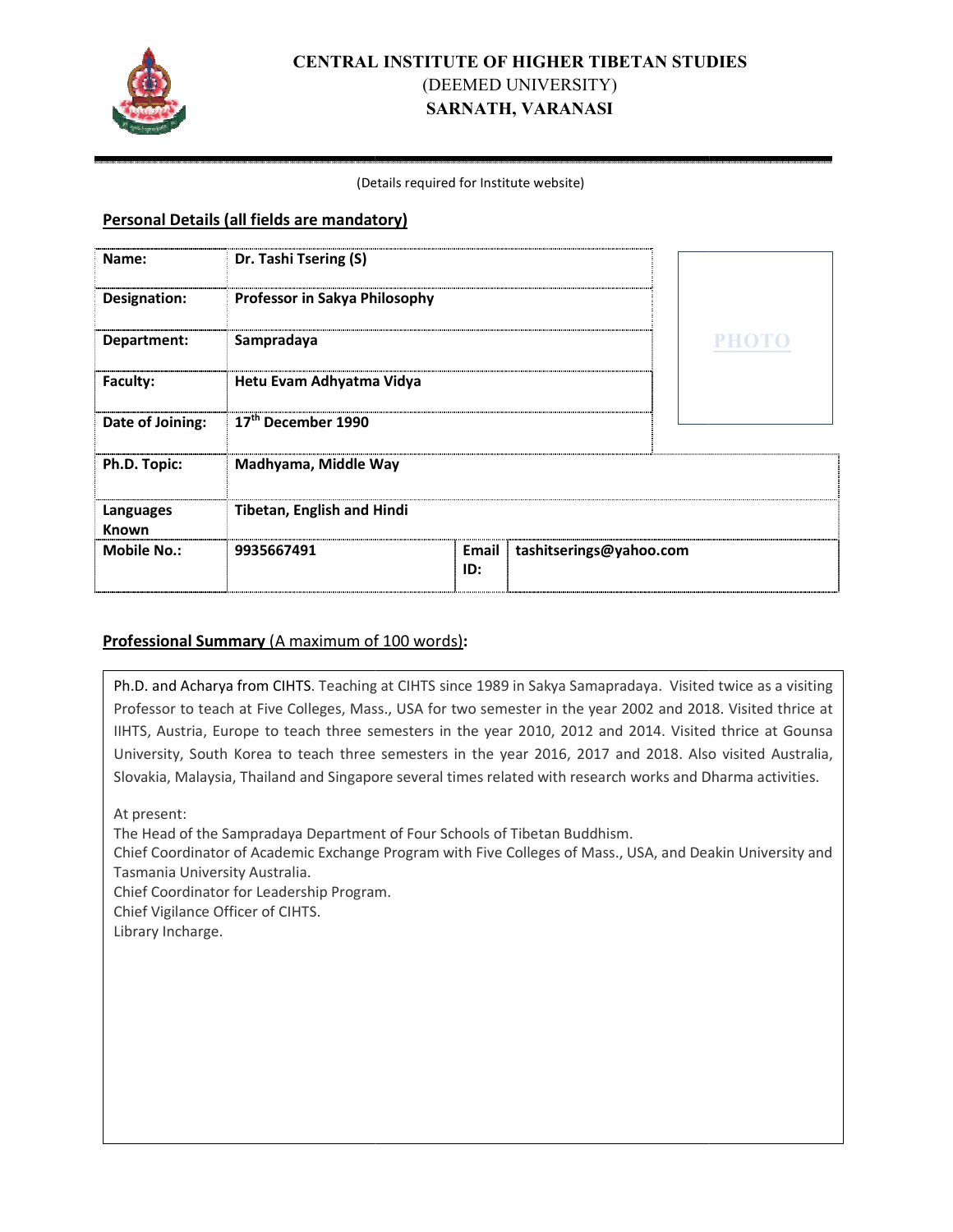# CENTRAL INSTITUTE OF HIGHER TIBETAN STUDIES
(DEEMED UNIVERSITY)
**SARNATH, VARANASI**

(Details required for Institute website)

## Personal Details (all fields are mandatory)

| | | | | |
|---|---|---|---|---|
| **Name:** | **Dr. Tashi Tsering (S)** | | | PHOTO |
| **Designation:** | **Professor in Sakya Philosophy** | | | |
| **Department:** | **Sampradaya** | | | |
| **Faculty:** | **Hetu Evam Adhyatma Vidya** | | | |
| **Date of Joining:** | **17th December 1990** | | | |
| **Ph.D. Topic:** | **Madhyama, Middle Way** | | | |
| **Languages Known** | **Tibetan, English and Hindi** | | | |
| **Mobile No.:** | **9935667491** | **Email ID:** | **tashitserings@yahoo.com** | |

## Professional Summary (A maximum of 100 words):

Ph.D. and Acharya from CIHTS. Teaching at CIHTS since 1989 in Sakya Samapradaya. Visited twice as a visiting Professor to teach at Five Colleges, Mass., USA for two semester in the year 2002 and 2018. Visited thrice at IIHTS, Austria, Europe to teach three semesters in the year 2010, 2012 and 2014. Visited thrice at Gounsa University, South Korea to teach three semesters in the year 2016, 2017 and 2018. Also visited Australia, Slovakia, Malaysia, Thailand and Singapore several times related with research works and Dharma activities.

At present:
The Head of the Sampradaya Department of Four Schools of Tibetan Buddhism.
Chief Coordinator of Academic Exchange Program with Five Colleges of Mass., USA, and Deakin University and Tasmania University Australia.
Chief Coordinator for Leadership Program.
Chief Vigilance Officer of CIHTS.
Library Incharge.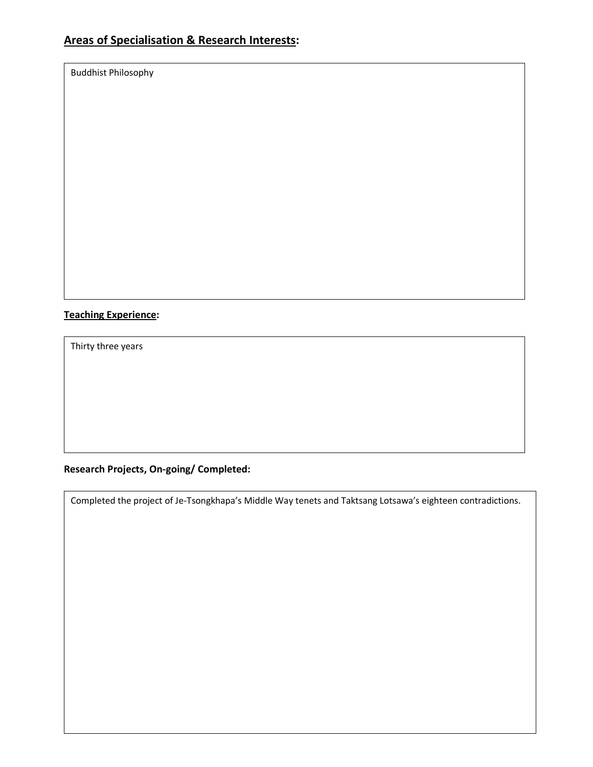## **Areas of Specialisation & Research Interests:**

Buddhist Philosophy

**Teaching Experience:**

Thirty three years

**Research Projects, On-going/ Completed:**

Completed the project of Je-Tsongkhapa's Middle Way tenets and Taktsang Lotsawa's eighteen contradictions.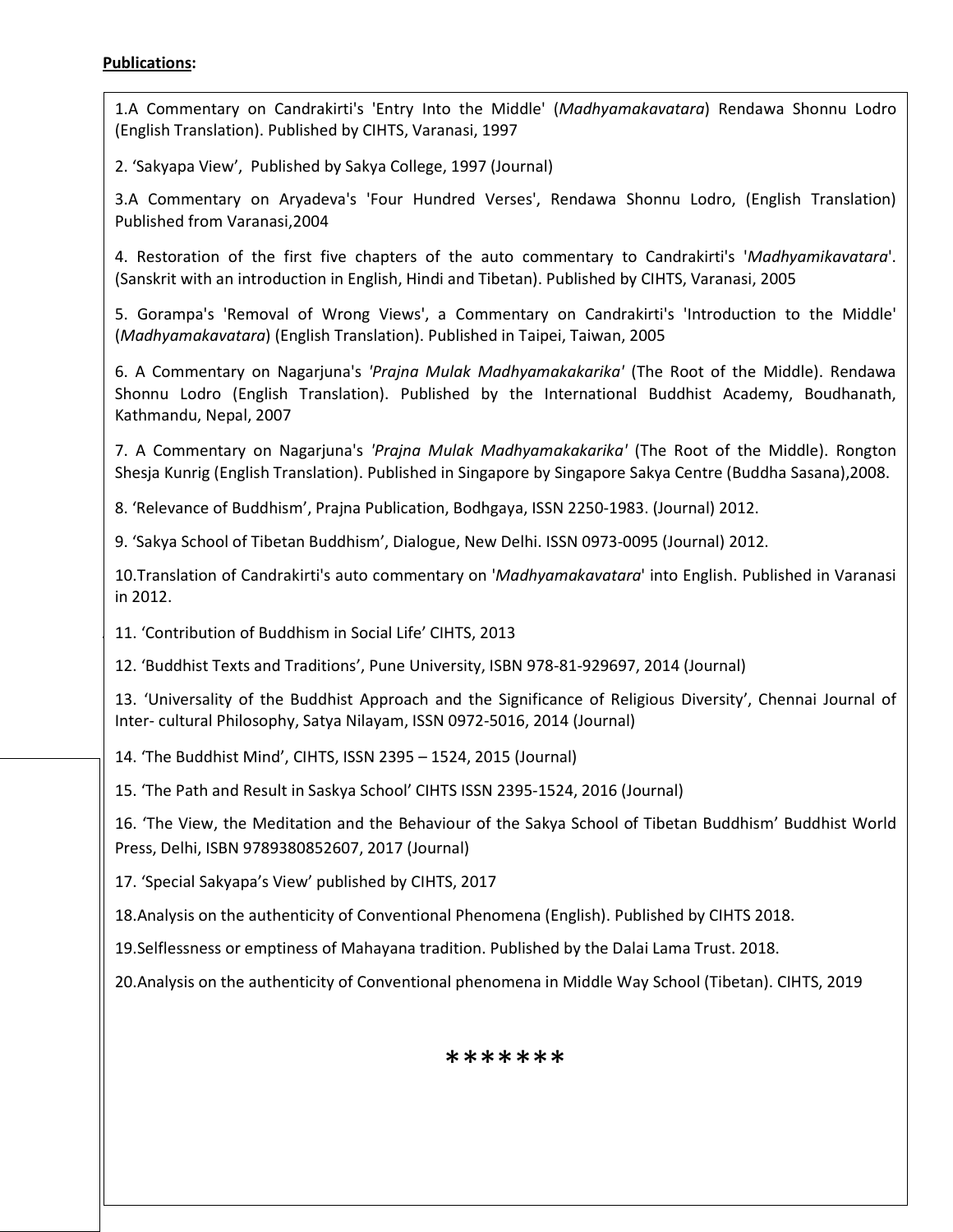**Publications:**

1.A Commentary on Candrakirti's 'Entry Into the Middle' (*Madhyamakavatara*) Rendawa Shonnu Lodro (English Translation). Published by CIHTS, Varanasi, 1997

2. 'Sakyapa View', Published by Sakya College, 1997 (Journal)

3.A Commentary on Aryadeva's 'Four Hundred Verses', Rendawa Shonnu Lodro, (English Translation) Published from Varanasi,2004

4. Restoration of the first five chapters of the auto commentary to Candrakirti's '*Madhyamikavatara*'. (Sanskrit with an introduction in English, Hindi and Tibetan). Published by CIHTS, Varanasi, 2005

5. Gorampa's 'Removal of Wrong Views', a Commentary on Candrakirti's 'Introduction to the Middle' (*Madhyamakavatara*) (English Translation). Published in Taipei, Taiwan, 2005

6. A Commentary on Nagarjuna's *'Prajna Mulak Madhyamakakarika'* (The Root of the Middle). Rendawa Shonnu Lodro (English Translation). Published by the International Buddhist Academy, Boudhanath, Kathmandu, Nepal, 2007

7. A Commentary on Nagarjuna's *'Prajna Mulak Madhyamakakarika'* (The Root of the Middle). Rongton Shesja Kunrig (English Translation). Published in Singapore by Singapore Sakya Centre (Buddha Sasana),2008.

8. 'Relevance of Buddhism', Prajna Publication, Bodhgaya, ISSN 2250-1983. (Journal) 2012.

9. 'Sakya School of Tibetan Buddhism', Dialogue, New Delhi. ISSN 0973-0095 (Journal) 2012.

10.Translation of Candrakirti's auto commentary on '*Madhyamakavatara*' into English. Published in Varanasi in 2012.

11. 'Contribution of Buddhism in Social Life' CIHTS, 2013

12. 'Buddhist Texts and Traditions', Pune University, ISBN 978-81-929697, 2014 (Journal)

13. 'Universality of the Buddhist Approach and the Significance of Religious Diversity', Chennai Journal of Inter- cultural Philosophy, Satya Nilayam, ISSN 0972-5016, 2014 (Journal)

14. 'The Buddhist Mind', CIHTS, ISSN 2395 – 1524, 2015 (Journal)

15. 'The Path and Result in Saskya School' CIHTS ISSN 2395-1524, 2016 (Journal)

16. 'The View, the Meditation and the Behaviour of the Sakya School of Tibetan Buddhism' Buddhist World Press, Delhi, ISBN 9789380852607, 2017 (Journal)

17. 'Special Sakyapa's View' published by CIHTS, 2017

18.Analysis on the authenticity of Conventional Phenomena (English). Published by CIHTS 2018.

19.Selflessness or emptiness of Mahayana tradition. Published by the Dalai Lama Trust. 2018.

20.Analysis on the authenticity of Conventional phenomena in Middle Way School (Tibetan). CIHTS, 2019

*******